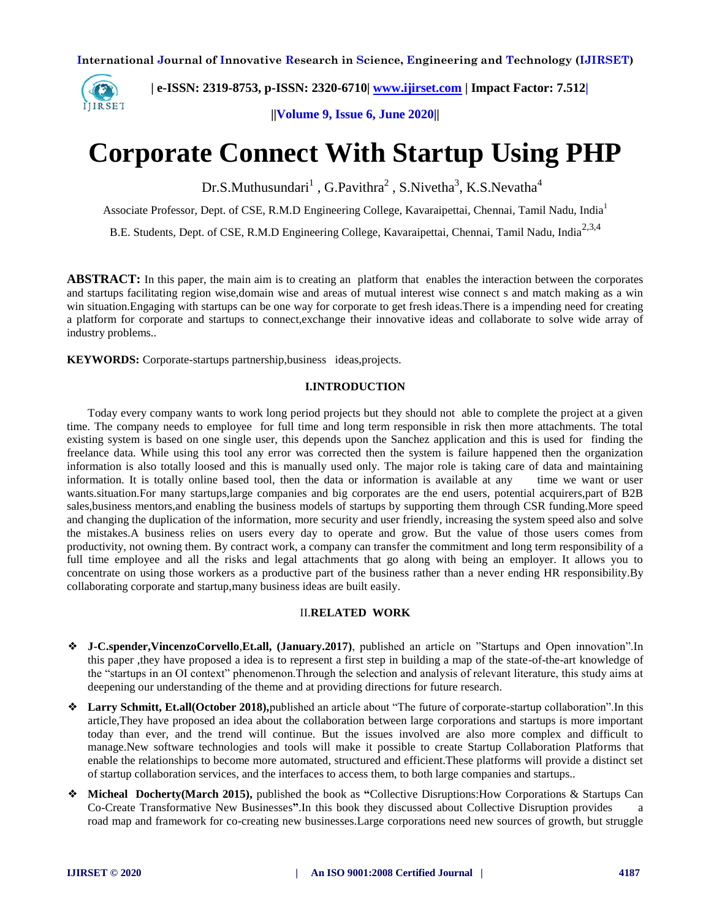# Corporate Connect With Startup Using PHP

Dr.S.Muthusundari[1] , G.Pavithra[2] , S.Nivetha[3], K.S.Nevatha[4]

Associate Professor, Dept. of CSE, R.M.D Engineering College, Kavaraipettai, Chennai, Tamil Nadu, India[1]

B.E. Students, Dept. of CSE, R.M.D Engineering College, Kavaraipettai, Chennai, Tamil Nadu, India[2,3,4]

**ABSTRACT:** In this paper, the main aim is to creating an platform that enables the interaction between the corporates and startups facilitating region wise,domain wise and areas of mutual interest wise connect s and match making as a win win situation.Engaging with startups can be one way for corporate to get fresh ideas.There is a impending need for creating a platform for corporate and startups to connect,exchange their innovative ideas and collaborate to solve wide array of industry problems..

**KEYWORDS:** Corporate-startups partnership,business ideas,projects.

## I.INTRODUCTION

Today every company wants to work long period projects but they should not able to complete the project at a given time. The company needs to employee for full time and long term responsible in risk then more attachments. The total existing system is based on one single user, this depends upon the Sanchez application and this is used for finding the freelance data. While using this tool any error was corrected then the system is failure happened then the organization information is also totally loosed and this is manually used only. The major role is taking care of data and maintaining information. It is totally online based tool, then the data or information is available at any time we want or user wants.situation.For many startups,large companies and big corporates are the end users, potential acquirers,part of B2B sales,business mentors,and enabling the business models of startups by supporting them through CSR funding.More speed and changing the duplication of the information, more security and user friendly, increasing the system speed also and solve the mistakes.A business relies on users every day to operate and grow. But the value of those users comes from productivity, not owning them. By contract work, a company can transfer the commitment and long term responsibility of a full time employee and all the risks and legal attachments that go along with being an employer. It allows you to concentrate on using those workers as a productive part of the business rather than a never ending HR responsibility.By collaborating corporate and startup,many business ideas are built easily.

## II.RELATED WORK

- **J-C.spender,VincenzoCorvello,Et.all, (January.2017)**, published an article on "Startups and Open innovation".In this paper ,they have proposed a idea is to represent a first step in building a map of the state-of-the-art knowledge of the "startups in an OI context" phenomenon.Through the selection and analysis of relevant literature, this study aims at deepening our understanding of the theme and at providing directions for future research.
- **Larry Schmitt, Et.all(October 2018),**published an article about "The future of corporate-startup collaboration".In this article,They have proposed an idea about the collaboration between large corporations and startups is more important today than ever, and the trend will continue. But the issues involved are also more complex and difficult to manage.New software technologies and tools will make it possible to create Startup Collaboration Platforms that enable the relationships to become more automated, structured and efficient.These platforms will provide a distinct set of startup collaboration services, and the interfaces to access them, to both large companies and startups..
- **Micheal Docherty(March 2015),** published the book as **"**Collective Disruptions:How Corporations & Startups Can Co-Create Transformative New Businesses**"**.In this book they discussed about Collective Disruption provides a road map and framework for co-creating new businesses.Large corporations need new sources of growth, but struggle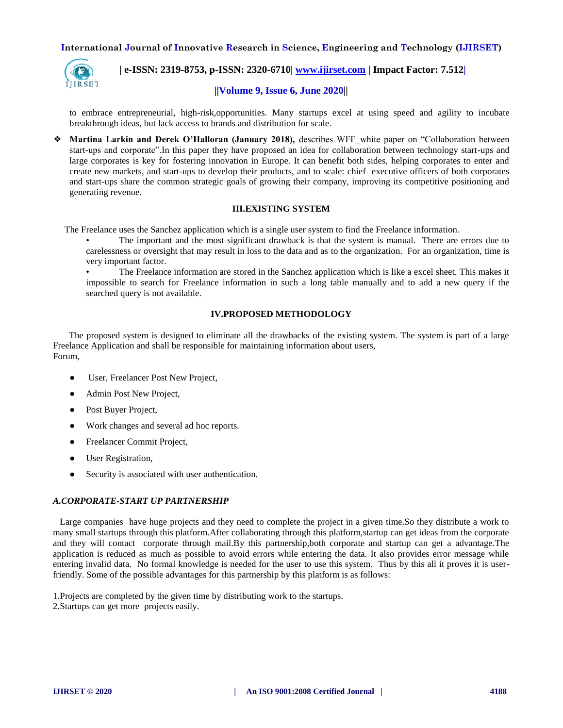to embrace entrepreneurial, high-risk,opportunities. Many startups excel at using speed and agility to incubate breakthrough ideas, but lack access to brands and distribution for scale.

- **Martina Larkin and Derek O'Halloran (January 2018),** describes WFF_white paper on "Collaboration between start-ups and corporate".In this paper they have proposed an idea for collaboration between technology start-ups and large corporates is key for fostering innovation in Europe. It can benefit both sides, helping corporates to enter and create new markets, and start-ups to develop their products, and to scale: chief executive officers of both corporates and start-ups share the common strategic goals of growing their company, improving its competitive positioning and generating revenue.

## III.EXISTING SYSTEM

The Freelance uses the Sanchez application which is a single user system to find the Freelance information.

- The important and the most significant drawback is that the system is manual. There are errors due to carelessness or oversight that may result in loss to the data and as to the organization. For an organization, time is very important factor.
- The Freelance information are stored in the Sanchez application which is like a excel sheet. This makes it impossible to search for Freelance information in such a long table manually and to add a new query if the searched query is not available.

## IV.PROPOSED METHODOLOGY

The proposed system is designed to eliminate all the drawbacks of the existing system. The system is part of a large Freelance Application and shall be responsible for maintaining information about users,
Forum,

- User, Freelancer Post New Project,
- Admin Post New Project,
- Post Buyer Project,
- Work changes and several ad hoc reports.
- Freelancer Commit Project,
- User Registration,
- Security is associated with user authentication.

### *A.CORPORATE-START UP PARTNERSHIP*

Large companies have huge projects and they need to complete the project in a given time.So they distribute a work to many small startups through this platform.After collaborating through this platform,startup can get ideas from the corporate and they will contact corporate through mail.By this partnership,both corporate and startup can get a advantage.The application is reduced as much as possible to avoid errors while entering the data. It also provides error message while entering invalid data. No formal knowledge is needed for the user to use this system. Thus by this all it proves it is user-friendly. Some of the possible advantages for this partnership by this platform is as follows:

1.Projects are completed by the given time by distributing work to the startups.
2.Startups can get more projects easily.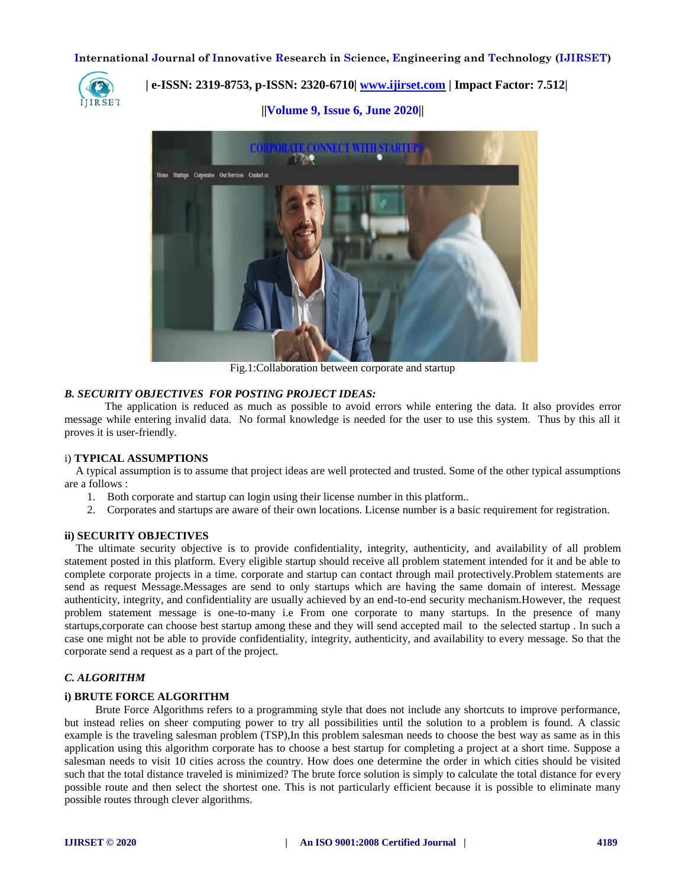Fig.1:Collaboration between corporate and startup

### *B. SECURITY OBJECTIVES FOR POSTING PROJECT IDEAS:*

The application is reduced as much as possible to avoid errors while entering the data. It also provides error message while entering invalid data. No formal knowledge is needed for the user to use this system. Thus by this all it proves it is user-friendly.

#### i) **TYPICAL ASSUMPTIONS**

A typical assumption is to assume that project ideas are well protected and trusted. Some of the other typical assumptions are a follows :

1. Both corporate and startup can login using their license number in this platform..
2. Corporates and startups are aware of their own locations. License number is a basic requirement for registration.

#### **ii) SECURITY OBJECTIVES**

The ultimate security objective is to provide confidentiality, integrity, authenticity, and availability of all problem statement posted in this platform. Every eligible startup should receive all problem statement intended for it and be able to complete corporate projects in a time. corporate and startup can contact through mail protectively.Problem statements are send as request Message.Messages are send to only startups which are having the same domain of interest. Message authenticity, integrity, and confidentiality are usually achieved by an end-to-end security mechanism.However, the request problem statement message is one-to-many i.e From one corporate to many startups. In the presence of many startups,corporate can choose best startup among these and they will send accepted mail to the selected startup . In such a case one might not be able to provide confidentiality, integrity, authenticity, and availability to every message. So that the corporate send a request as a part of the project.

### *C. ALGORITHM*

#### **i) BRUTE FORCE ALGORITHM**

Brute Force Algorithms refers to a programming style that does not include any shortcuts to improve performance, but instead relies on sheer computing power to try all possibilities until the solution to a problem is found. A classic example is the traveling salesman problem (TSP),In this problem salesman needs to choose the best way as same as in this application using this algorithm corporate has to choose a best startup for completing a project at a short time. Suppose a salesman needs to visit 10 cities across the country. How does one determine the order in which cities should be visited such that the total distance traveled is minimized? The brute force solution is simply to calculate the total distance for every possible route and then select the shortest one. This is not particularly efficient because it is possible to eliminate many possible routes through clever algorithms.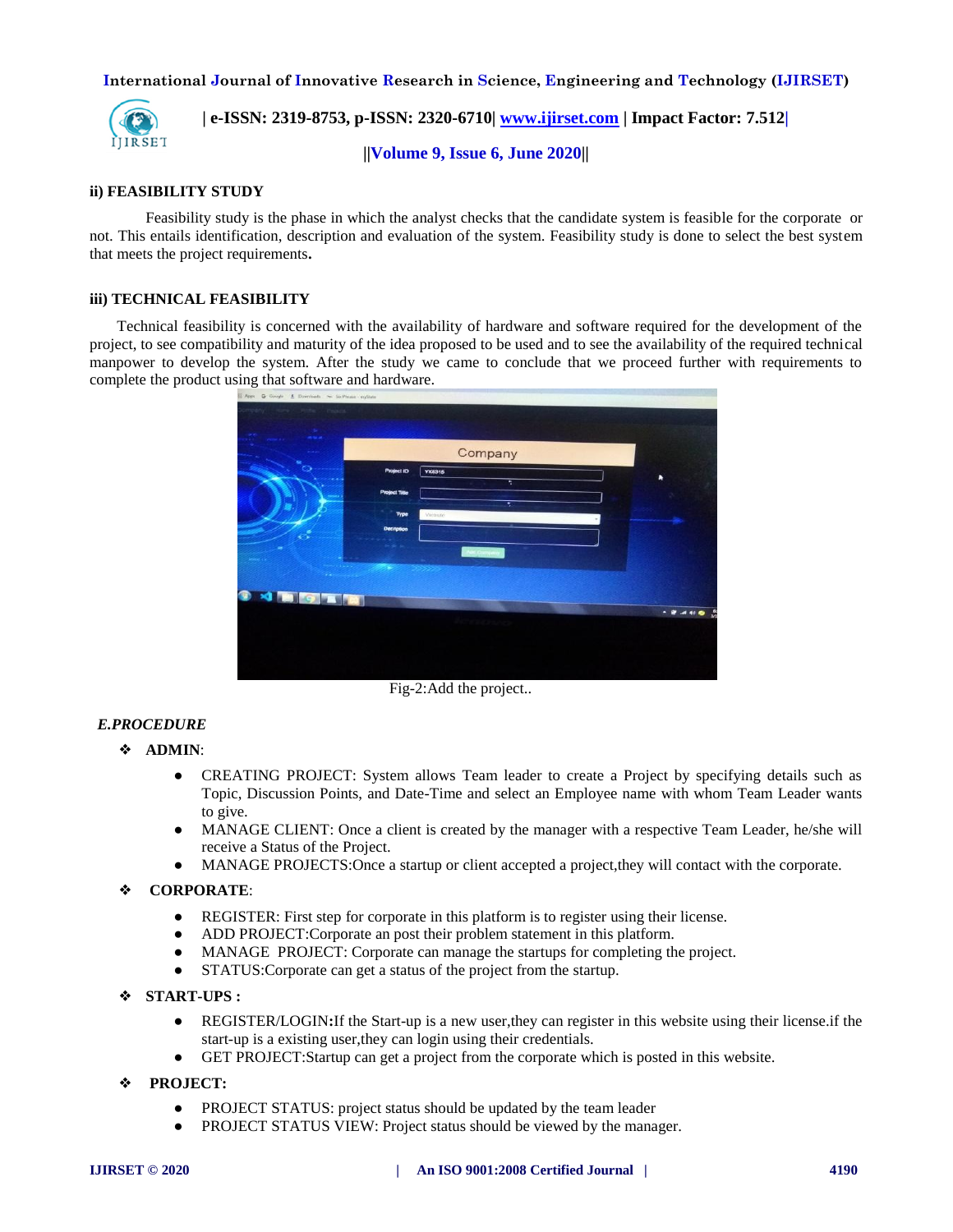**ii) FEASIBILITY STUDY**

Feasibility study is the phase in which the analyst checks that the candidate system is feasible for the corporate or not. This entails identification, description and evaluation of the system. Feasibility study is done to select the best system that meets the project requirements**.**

**iii) TECHNICAL FEASIBILITY**

Technical feasibility is concerned with the availability of hardware and software required for the development of the project, to see compatibility and maturity of the idea proposed to be used and to see the availability of the required technical manpower to develop the system. After the study we came to conclude that we proceed further with requirements to complete the product using that software and hardware.

Fig-2:Add the project..

***E.PROCEDURE***

- **ADMIN**:
  - CREATING PROJECT: System allows Team leader to create a Project by specifying details such as Topic, Discussion Points, and Date-Time and select an Employee name with whom Team Leader wants to give.
  - MANAGE CLIENT: Once a client is created by the manager with a respective Team Leader, he/she will receive a Status of the Project.
  - MANAGE PROJECTS:Once a startup or client accepted a project,they will contact with the corporate.
- **CORPORATE**:
  - REGISTER: First step for corporate in this platform is to register using their license.
  - ADD PROJECT:Corporate an post their problem statement in this platform.
  - MANAGE PROJECT: Corporate can manage the startups for completing the project.
  - STATUS:Corporate can get a status of the project from the startup.
- **START-UPS :**
  - REGISTER/LOGIN**:**If the Start-up is a new user,they can register in this website using their license.if the start-up is a existing user,they can login using their credentials.
  - GET PROJECT:Startup can get a project from the corporate which is posted in this website.
- **PROJECT:**
  - PROJECT STATUS: project status should be updated by the team leader
  - PROJECT STATUS VIEW: Project status should be viewed by the manager.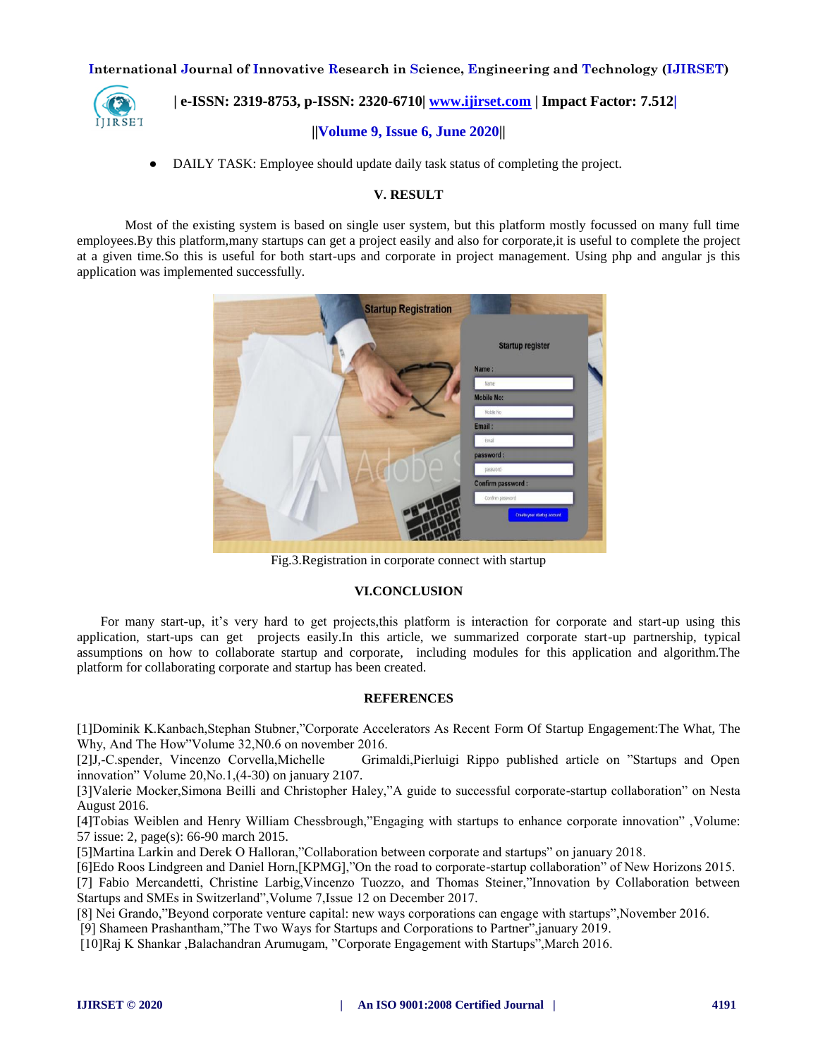- DAILY TASK: Employee should update daily task status of completing the project.

## V. RESULT

Most of the existing system is based on single user system, but this platform mostly focussed on many full time employees.By this platform,many startups can get a project easily and also for corporate,it is useful to complete the project at a given time.So this is useful for both start-ups and corporate in project management. Using php and angular js this application was implemented successfully.

Fig.3.Registration in corporate connect with startup

## VI.CONCLUSION

For many start-up, it's very hard to get projects,this platform is interaction for corporate and start-up using this application, start-ups can get projects easily.In this article, we summarized corporate start-up partnership, typical assumptions on how to collaborate startup and corporate, including modules for this application and algorithm.The platform for collaborating corporate and startup has been created.

## REFERENCES

[1]Dominik K.Kanbach,Stephan Stubner,"Corporate Accelerators As Recent Form Of Startup Engagement:The What, The Why, And The How"Volume 32,N0.6 on november 2016.

[2]J,-C.spender, Vincenzo Corvella,Michelle Grimaldi,Pierluigi Rippo published article on "Startups and Open innovation" Volume 20,No.1,(4-30) on january 2107.

[3]Valerie Mocker,Simona Beilli and Christopher Haley,"A guide to successful corporate-startup collaboration" on Nesta August 2016.

[4]Tobias Weiblen and Henry William Chessbrough,"Engaging with startups to enhance corporate innovation" ,Volume: 57 issue: 2, page(s): 66-90 march 2015.

[5]Martina Larkin and Derek O Halloran,"Collaboration between corporate and startups" on january 2018.

[6]Edo Roos Lindgreen and Daniel Horn,[KPMG],"On the road to corporate-startup collaboration" of New Horizons 2015.

[7] Fabio Mercandetti, Christine Larbig,Vincenzo Tuozzo, and Thomas Steiner,"Innovation by Collaboration between Startups and SMEs in Switzerland",Volume 7,Issue 12 on December 2017.

[8] Nei Grando,"Beyond corporate venture capital: new ways corporations can engage with startups",November 2016.

[9] Shameen Prashantham,"The Two Ways for Startups and Corporations to Partner",january 2019.

[10]Raj K Shankar ,Balachandran Arumugam, "Corporate Engagement with Startups",March 2016.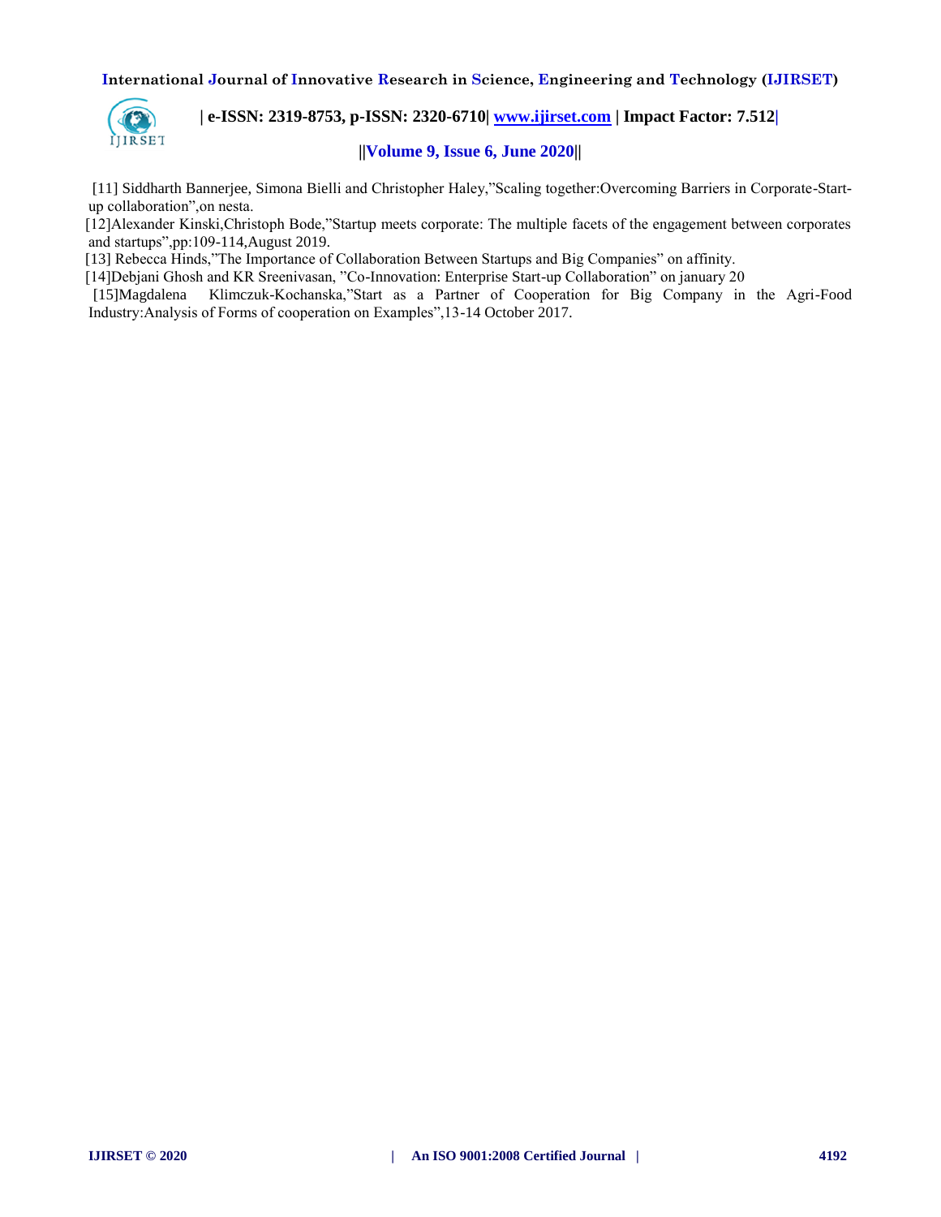[11] Siddharth Bannerjee, Simona Bielli and Christopher Haley,"Scaling together:Overcoming Barriers in Corporate-Start-up collaboration",on nesta.

[12]Alexander Kinski,Christoph Bode,"Startup meets corporate: The multiple facets of the engagement between corporates and startups",pp:109-114,August 2019.

[13] Rebecca Hinds,"The Importance of Collaboration Between Startups and Big Companies" on affinity.

[14]Debjani Ghosh and KR Sreenivasan, "Co-Innovation: Enterprise Start-up Collaboration" on january 20

[15]Magdalena Klimczuk-Kochanska,"Start as a Partner of Cooperation for Big Company in the Agri-Food Industry:Analysis of Forms of cooperation on Examples",13-14 October 2017.